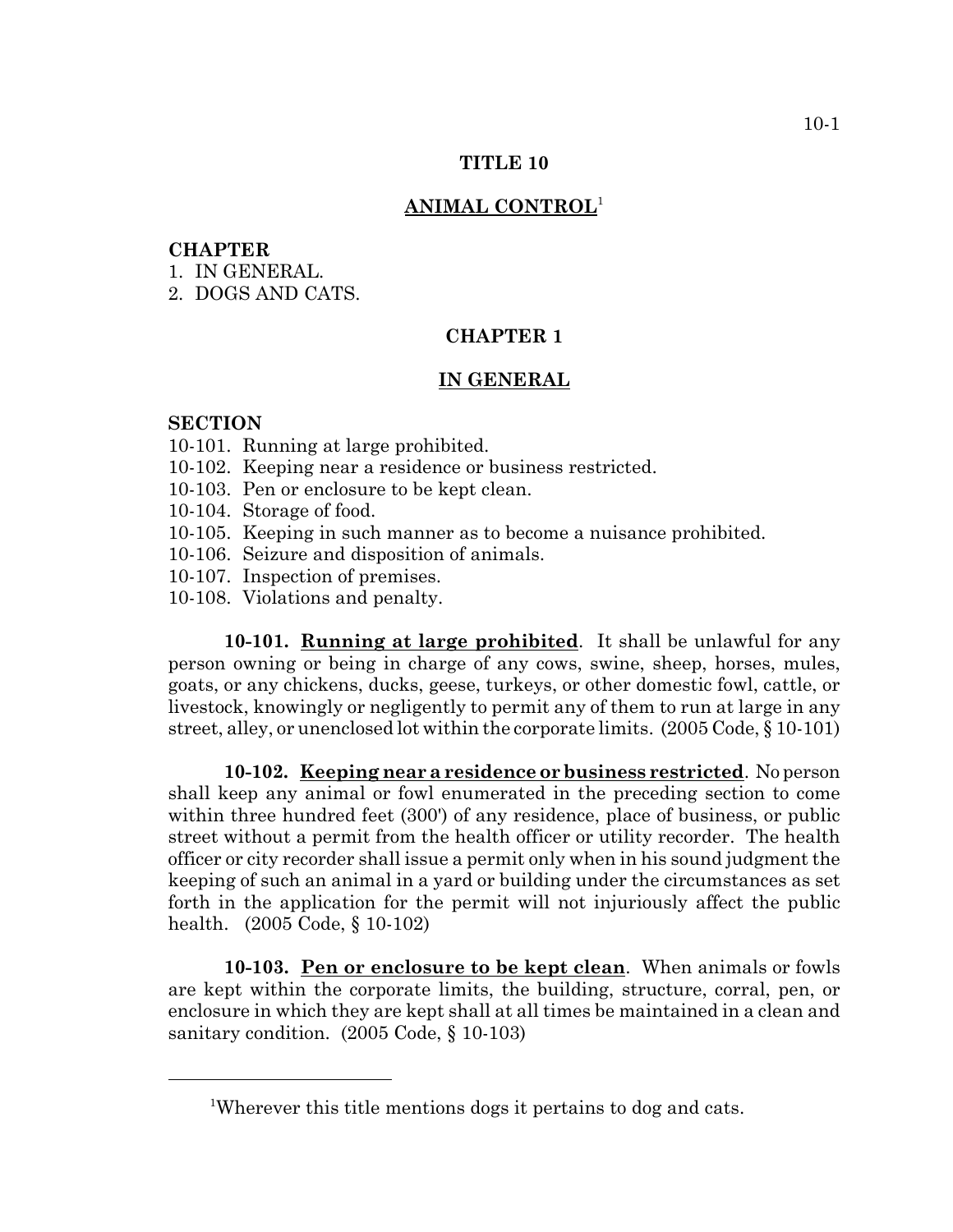# TITLE 10

## ANIMAL CONTROL[1]

**CHAPTER**

1. IN GENERAL.
2. DOGS AND CATS.

## CHAPTER 1

## IN GENERAL

**SECTION**

10-101. Running at large prohibited.
10-102. Keeping near a residence or business restricted.
10-103. Pen or enclosure to be kept clean.
10-104. Storage of food.
10-105. Keeping in such manner as to become a nuisance prohibited.
10-106. Seizure and disposition of animals.
10-107. Inspection of premises.
10-108. Violations and penalty.

**10-101. Running at large prohibited**. It shall be unlawful for any person owning or being in charge of any cows, swine, sheep, horses, mules, goats, or any chickens, ducks, geese, turkeys, or other domestic fowl, cattle, or livestock, knowingly or negligently to permit any of them to run at large in any street, alley, or unenclosed lot within the corporate limits. (2005 Code, § 10-101)

**10-102. Keeping near a residence or business restricted**. No person shall keep any animal or fowl enumerated in the preceding section to come within three hundred feet (300') of any residence, place of business, or public street without a permit from the health officer or utility recorder. The health officer or city recorder shall issue a permit only when in his sound judgment the keeping of such an animal in a yard or building under the circumstances as set forth in the application for the permit will not injuriously affect the public health. (2005 Code, § 10-102)

**10-103. Pen or enclosure to be kept clean**. When animals or fowls are kept within the corporate limits, the building, structure, corral, pen, or enclosure in which they are kept shall at all times be maintained in a clean and sanitary condition. (2005 Code, § 10-103)

---

[1] Wherever this title mentions dogs it pertains to dog and cats.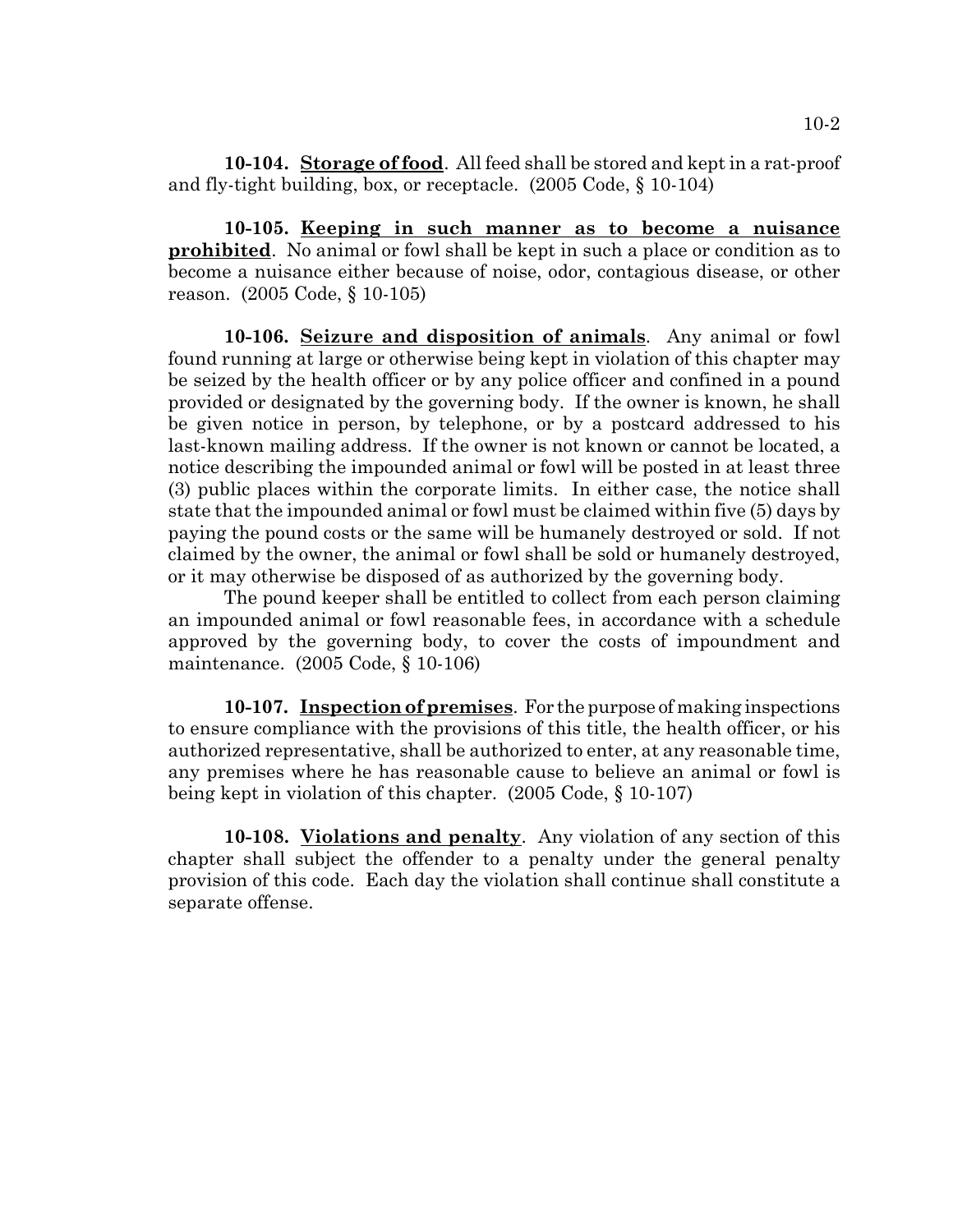**10-104. Storage of food**. All feed shall be stored and kept in a rat-proof and fly-tight building, box, or receptacle. (2005 Code, § 10-104)

**10-105. Keeping in such manner as to become a nuisance prohibited**. No animal or fowl shall be kept in such a place or condition as to become a nuisance either because of noise, odor, contagious disease, or other reason. (2005 Code, § 10-105)

**10-106. Seizure and disposition of animals**. Any animal or fowl found running at large or otherwise being kept in violation of this chapter may be seized by the health officer or by any police officer and confined in a pound provided or designated by the governing body. If the owner is known, he shall be given notice in person, by telephone, or by a postcard addressed to his last-known mailing address. If the owner is not known or cannot be located, a notice describing the impounded animal or fowl will be posted in at least three (3) public places within the corporate limits. In either case, the notice shall state that the impounded animal or fowl must be claimed within five (5) days by paying the pound costs or the same will be humanely destroyed or sold. If not claimed by the owner, the animal or fowl shall be sold or humanely destroyed, or it may otherwise be disposed of as authorized by the governing body.

The pound keeper shall be entitled to collect from each person claiming an impounded animal or fowl reasonable fees, in accordance with a schedule approved by the governing body, to cover the costs of impoundment and maintenance. (2005 Code, § 10-106)

**10-107. Inspection of premises**. For the purpose of making inspections to ensure compliance with the provisions of this title, the health officer, or his authorized representative, shall be authorized to enter, at any reasonable time, any premises where he has reasonable cause to believe an animal or fowl is being kept in violation of this chapter. (2005 Code, § 10-107)

**10-108. Violations and penalty**. Any violation of any section of this chapter shall subject the offender to a penalty under the general penalty provision of this code. Each day the violation shall continue shall constitute a separate offense.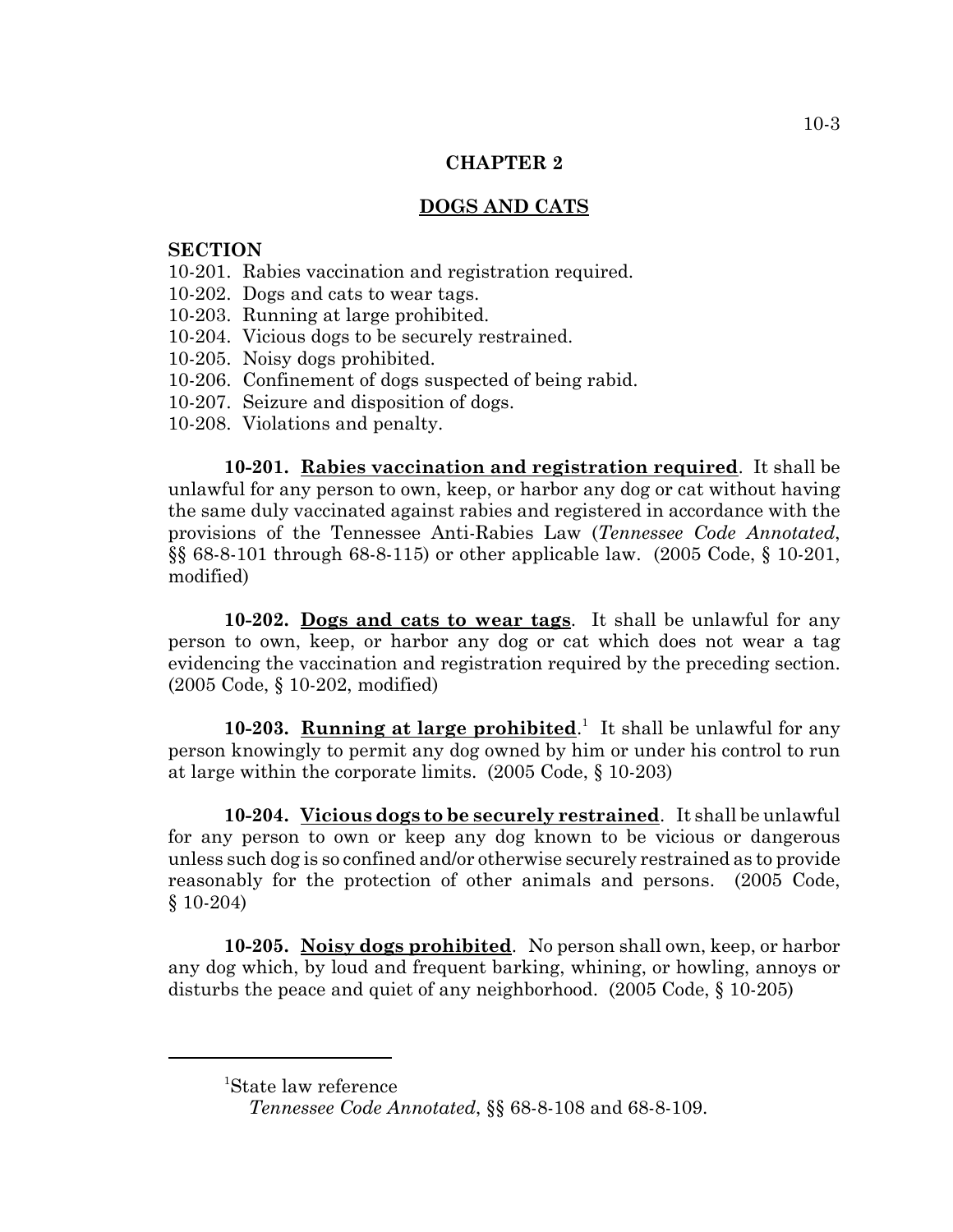# CHAPTER 2

## DOGS AND CATS

**SECTION**

10-201. Rabies vaccination and registration required.
10-202. Dogs and cats to wear tags.
10-203. Running at large prohibited.
10-204. Vicious dogs to be securely restrained.
10-205. Noisy dogs prohibited.
10-206. Confinement of dogs suspected of being rabid.
10-207. Seizure and disposition of dogs.
10-208. Violations and penalty.

**10-201. Rabies vaccination and registration required**. It shall be unlawful for any person to own, keep, or harbor any dog or cat without having the same duly vaccinated against rabies and registered in accordance with the provisions of the Tennessee Anti-Rabies Law (*Tennessee Code Annotated*, §§ 68-8-101 through 68-8-115) or other applicable law. (2005 Code, § 10-201, modified)

**10-202. Dogs and cats to wear tags**. It shall be unlawful for any person to own, keep, or harbor any dog or cat which does not wear a tag evidencing the vaccination and registration required by the preceding section. (2005 Code, § 10-202, modified)

**10-203. Running at large prohibited**.[1] It shall be unlawful for any person knowingly to permit any dog owned by him or under his control to run at large within the corporate limits. (2005 Code, § 10-203)

**10-204. Vicious dogs to be securely restrained**. It shall be unlawful for any person to own or keep any dog known to be vicious or dangerous unless such dog is so confined and/or otherwise securely restrained as to provide reasonably for the protection of other animals and persons. (2005 Code, § 10-204)

**10-205. Noisy dogs prohibited**. No person shall own, keep, or harbor any dog which, by loud and frequent barking, whining, or howling, annoys or disturbs the peace and quiet of any neighborhood. (2005 Code, § 10-205)

---

[1]State law reference
*Tennessee Code Annotated*, §§ 68-8-108 and 68-8-109.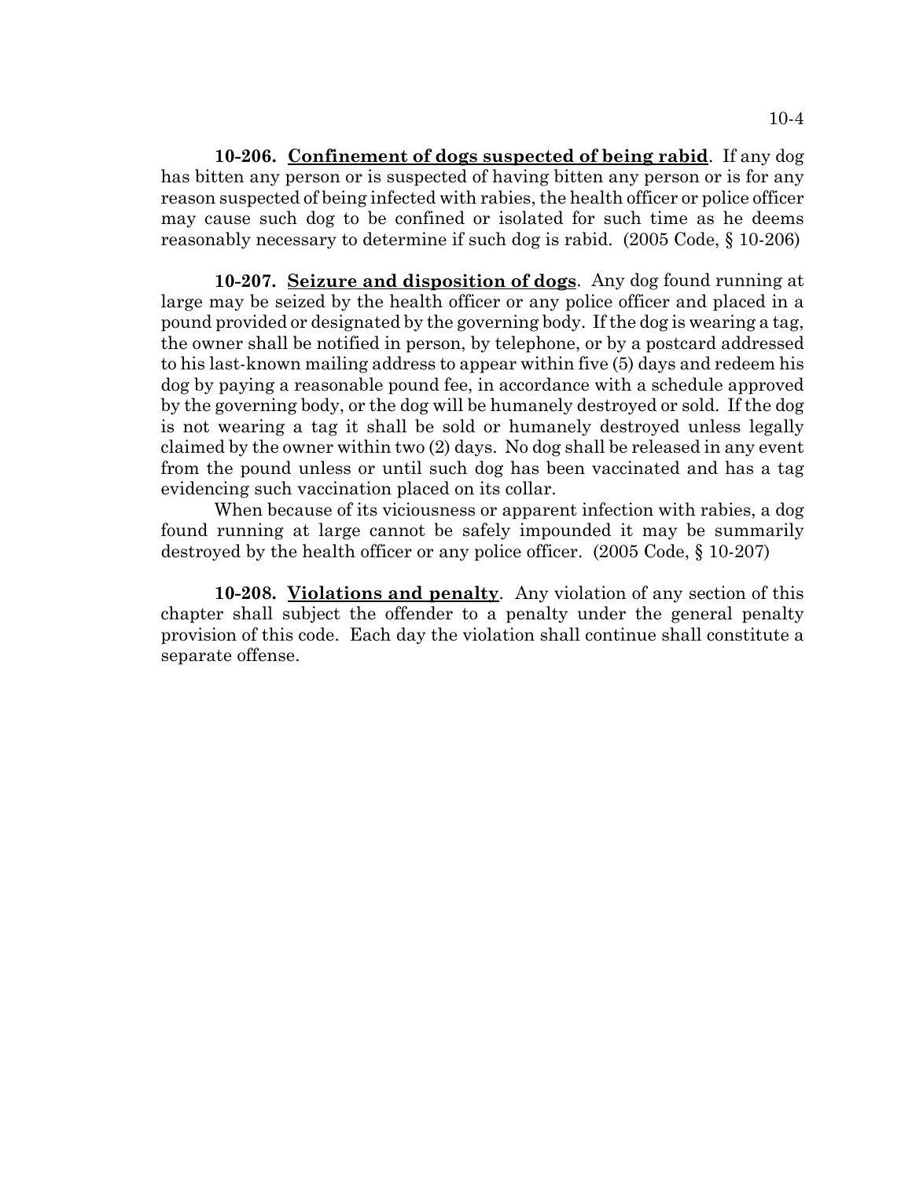**10-206. Confinement of dogs suspected of being rabid**. If any dog has bitten any person or is suspected of having bitten any person or is for any reason suspected of being infected with rabies, the health officer or police officer may cause such dog to be confined or isolated for such time as he deems reasonably necessary to determine if such dog is rabid. (2005 Code, § 10-206)

**10-207. Seizure and disposition of dogs**. Any dog found running at large may be seized by the health officer or any police officer and placed in a pound provided or designated by the governing body. If the dog is wearing a tag, the owner shall be notified in person, by telephone, or by a postcard addressed to his last-known mailing address to appear within five (5) days and redeem his dog by paying a reasonable pound fee, in accordance with a schedule approved by the governing body, or the dog will be humanely destroyed or sold. If the dog is not wearing a tag it shall be sold or humanely destroyed unless legally claimed by the owner within two (2) days. No dog shall be released in any event from the pound unless or until such dog has been vaccinated and has a tag evidencing such vaccination placed on its collar.

When because of its viciousness or apparent infection with rabies, a dog found running at large cannot be safely impounded it may be summarily destroyed by the health officer or any police officer. (2005 Code, § 10-207)

**10-208. Violations and penalty**. Any violation of any section of this chapter shall subject the offender to a penalty under the general penalty provision of this code. Each day the violation shall continue shall constitute a separate offense.